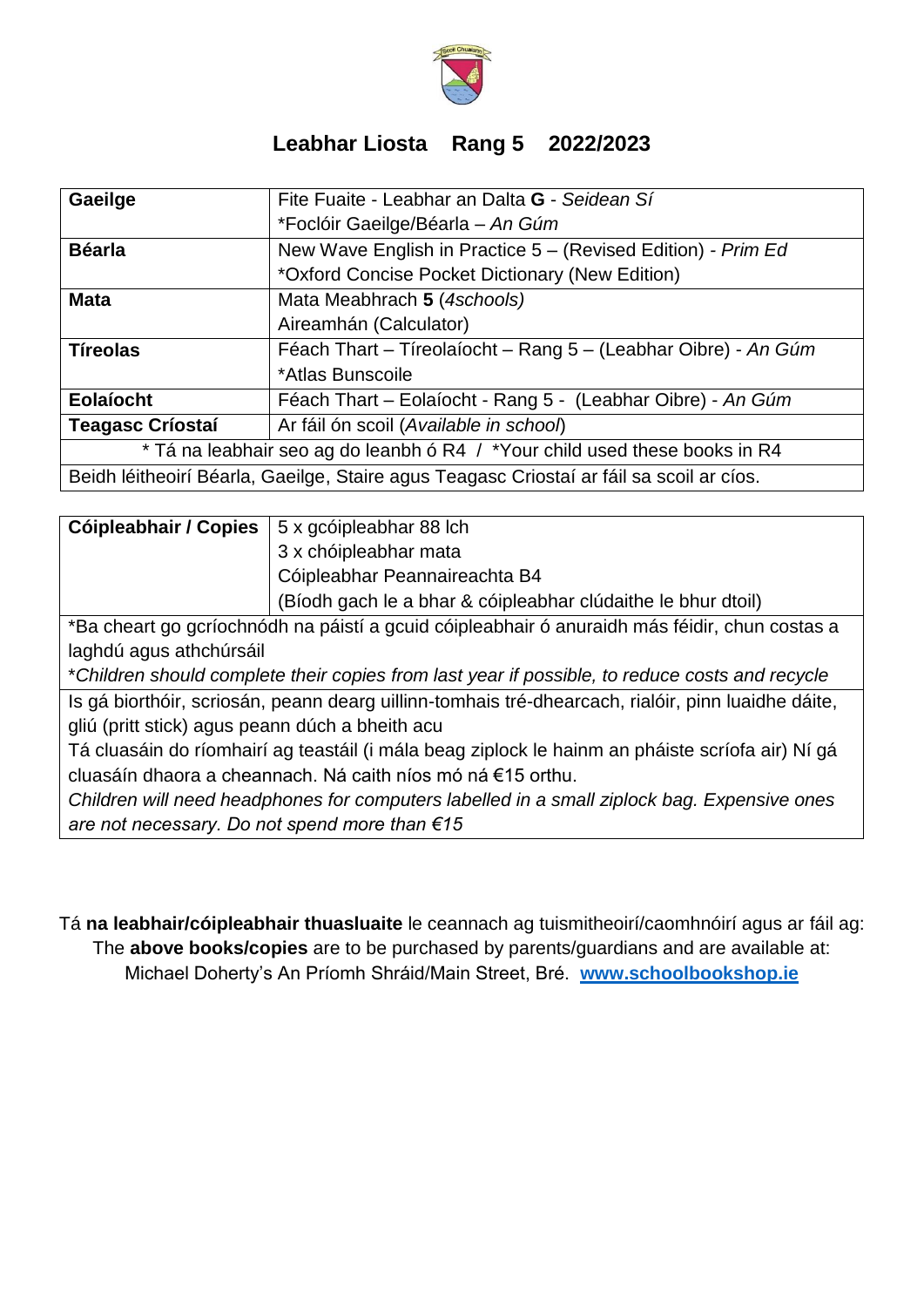# Leabhar Liosta Rang 5 2022/2023

| Gaeilge | Fite Fuaite - Leabhar an Dalta **G** - *Seidean Sí*<br>*Foclóir Gaeilge/Béarla – *An Gúm* |
|---|---|
| **Béarla** | New Wave English in Practice 5 – (Revised Edition) - *Prim Ed*<br>*Oxford Concise Pocket Dictionary (New Edition) |
| **Mata** | Mata Meabhrach **5** (*4schools)*<br>Aireamhán (Calculator) |
| **Tíreolas** | Féach Thart – Tíreolaíocht – Rang 5 – (Leabhar Oibre) - *An Gúm*<br>*Atlas Bunscoile |
| **Eolaíocht** | Féach Thart – Eolaíocht - Rang 5 - (Leabhar Oibre) - *An Gúm* |
| **Teagasc Críostaí** | Ar fáil ón scoil (*Available in school*) |
| * Tá na leabhair seo ag do leanbh ó R4 / *Your child used these books in R4 | |
| Beidh léitheoirí Béarla, Gaeilge, Staire agus Teagasc Criostaí ar fáil sa scoil ar cíos. | |

| Cóipleabhair / Copies | 5 x gcóipleabhar 88 lch<br>3 x chóipleabhar mata<br>Cóipleabhar Peannaireachta B4<br>(Bíodh gach le a bhar & cóipleabhar clúdaithe le bhur dtoil) |
|---|---|
| *Ba cheart go gcríochnódh na páistí a gcuid cóipleabhair ó anuraidh más féidir, chun costas a laghdú agus athchúrsáil<br>*Children should complete their copies from last year if possible, to reduce costs and recycle* | |
| Is gá biorthóir, scriosán, peann dearg uillinn-tomhais tré-dhearcach, rialóir, pinn luaidhe dáite, gliú (pritt stick) agus peann dúch a bheith acu<br>Tá cluasáin do ríomhairí ag teastáil (i mála beag ziplock le hainm an pháiste scríofa air) Ní gá cluasáín dhaora a cheannach. Ná caith níos mó ná €15 orthu.<br>*Children will need headphones for computers labelled in a small ziplock bag. Expensive ones are not necessary. Do not spend more than €15* | |

Tá **na leabhair/cóipleabhair thuasluaite** le ceannach ag tuismitheoirí/caomhnóirí agus ar fáil ag:
The **above books/copies** are to be purchased by parents/guardians and are available at:
Michael Doherty's An Príomh Shráid/Main Street, Bré. **www.schoolbookshop.ie**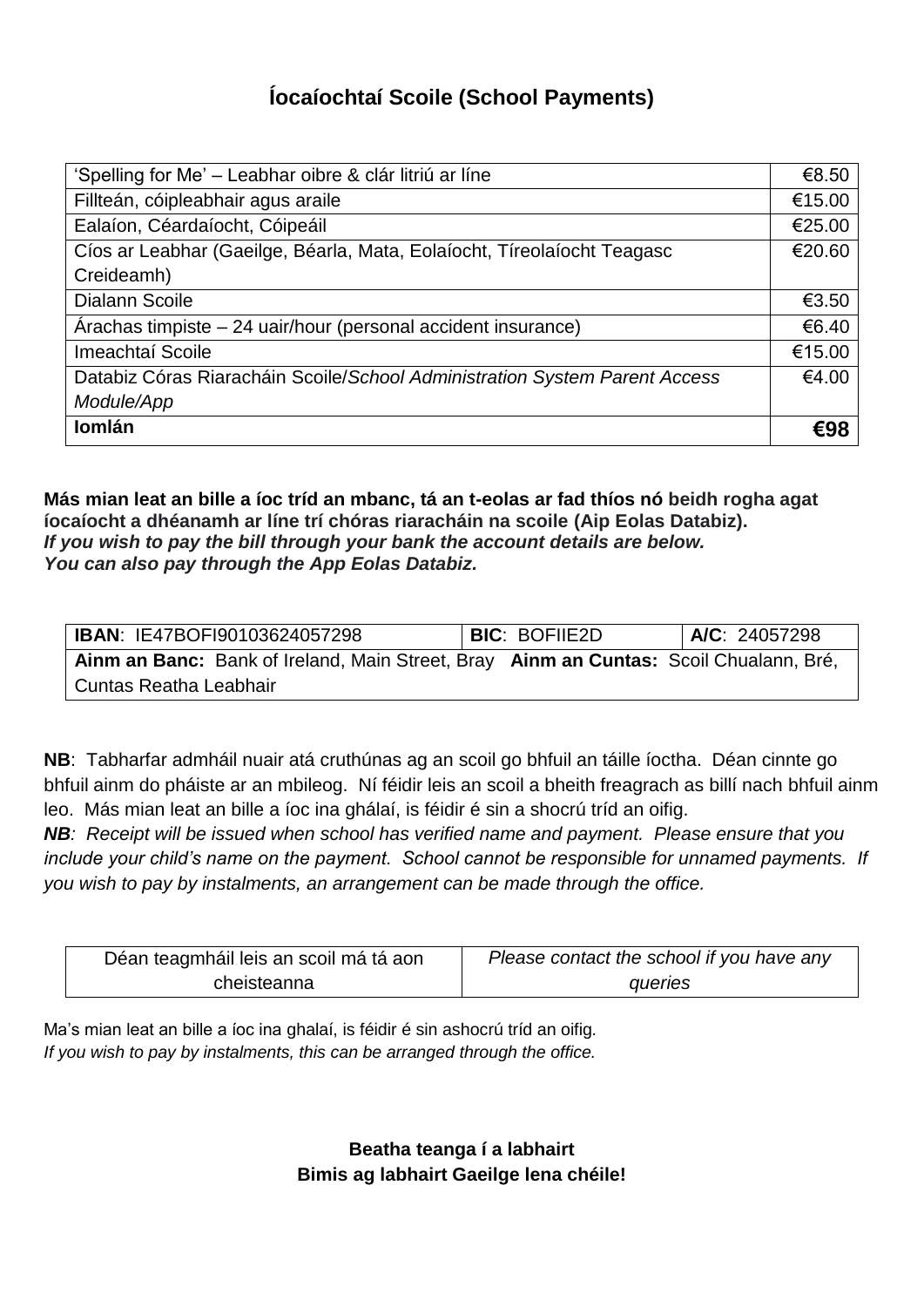# Íocaíochtaí Scoile (School Payments)

| | |
|---|---|
| 'Spelling for Me' – Leabhar oibre & clár litriú ar líne | €8.50 |
| Fillteán, cóipleabhair agus araile | €15.00 |
| Ealaíon, Céardaíocht, Cóipeáil | €25.00 |
| Cíos ar Leabhar (Gaeilge, Béarla, Mata, Eolaíocht, Tíreolaíocht Teagasc Creideamh) | €20.60 |
| Dialann Scoile | €3.50 |
| Árachas timpiste – 24 uair/hour (personal accident insurance) | €6.40 |
| Imeachtaí Scoile | €15.00 |
| Databiz Córas Riaracháin Scoile/*School Administration System Parent Access Module/App* | €4.00 |
| **Iomlán** | **€98** |

**Más mian leat an bille a íoc tríd an mbanc, tá an t-eolas ar fad thíos nó beidh rogha agat íocaíocht a dhéanamh ar líne trí chóras riaracháin na scoile (Aip Eolas Databiz).**
***If you wish to pay the bill through your bank the account details are below.***
***You can also pay through the App Eolas Databiz.***

| | | |
|---|---|---|
| **IBAN**: IE47BOFI90103624057298 | **BIC**: BOFIIE2D | **A/C**: 24057298 |
| **Ainm an Banc:** Bank of Ireland, Main Street, Bray **Ainm an Cuntas:** Scoil Chualann, Bré, Cuntas Reatha Leabhair | | |

**NB**: Tabharfar admháil nuair atá cruthúnas ag an scoil go bhfuil an táille íoctha. Déan cinnte go bhfuil ainm do pháiste ar an mbileog. Ní féidir leis an scoil a bheith freagrach as billí nach bhfuil ainm leo. Más mian leat an bille a íoc ina ghálaí, is féidir é sin a shocrú tríd an oifig.
***NB**: Receipt will be issued when school has verified name and payment. Please ensure that you include your child's name on the payment. School cannot be responsible for unnamed payments. If you wish to pay by instalments, an arrangement can be made through the office.*

| | |
|---|---|
| Déan teagmháil leis an scoil má tá aon cheisteanna | *Please contact the school if you have any queries* |

Ma's mian leat an bille a íoc ina ghalaí, is féidir é sin ashocrú tríd an oifig.
*If you wish to pay by instalments, this can be arranged through the office.*

**Beatha teanga í a labhairt**
**Bimis ag labhairt Gaeilge lena chéile!**